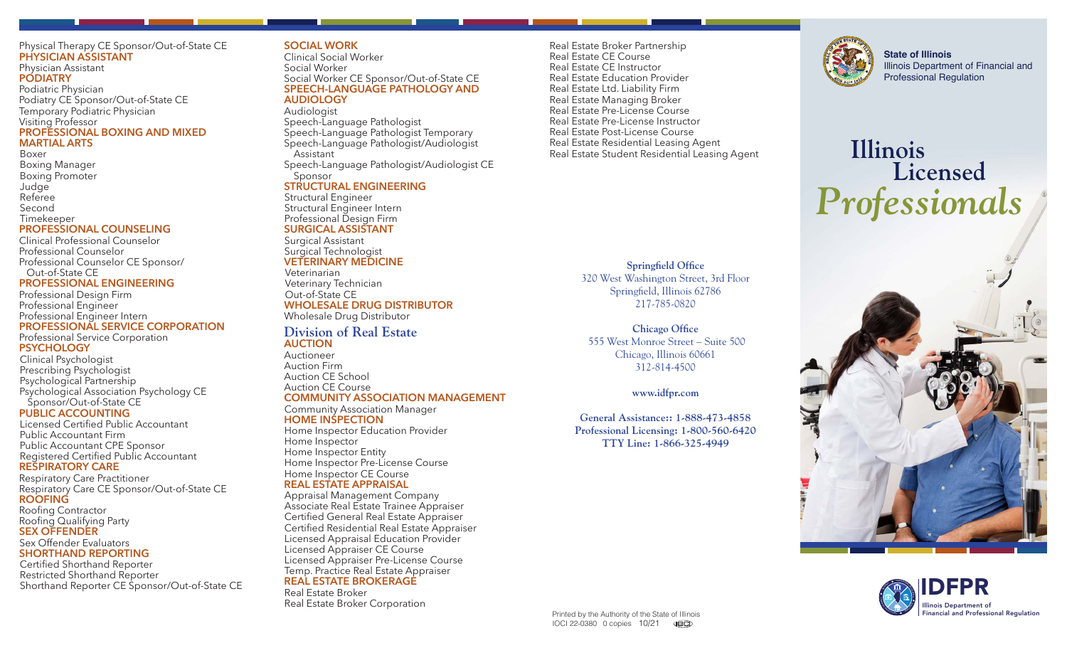Physical Therapy CE Sponsor/Out-of-State CE

**PHYSICIAN ASSISTANT**

Physician Assistant

**PODIATRY**

Podiatric Physician
Podiatry CE Sponsor/Out-of-State CE
Temporary Podiatric Physician
Visiting Professor

**PROFESSIONAL BOXING AND MIXED MARTIAL ARTS**

Boxer
Boxing Manager
Boxing Promoter
Judge
Referee
Second
Timekeeper

**PROFESSIONAL COUNSELING**

Clinical Professional Counselor
Professional Counselor
Professional Counselor CE Sponsor/Out-of-State CE

**PROFESSIONAL ENGINEERING**

Professional Design Firm
Professional Engineer
Professional Engineer Intern

**PROFESSIONAL SERVICE CORPORATION**

Professional Service Corporation

**PSYCHOLOGY**

Clinical Psychologist
Prescribing Psychologist
Psychological Partnership
Psychological Association Psychology CE Sponsor/Out-of-State CE

**PUBLIC ACCOUNTING**

Licensed Certified Public Accountant
Public Accountant Firm
Public Accountant CPE Sponsor
Registered Certified Public Accountant

**RESPIRATORY CARE**

Respiratory Care Practitioner
Respiratory Care CE Sponsor/Out-of-State CE

**ROOFING**

Roofing Contractor
Roofing Qualifying Party

**SEX OFFENDER**

Sex Offender Evaluators

**SHORTHAND REPORTING**

Certified Shorthand Reporter
Restricted Shorthand Reporter
Shorthand Reporter CE Sponsor/Out-of-State CE

**SOCIAL WORK**

Clinical Social Worker
Social Worker
Social Worker CE Sponsor/Out-of-State CE

**SPEECH-LANGUAGE PATHOLOGY AND AUDIOLOGY**

Audiologist
Speech-Language Pathologist
Speech-Language Pathologist Temporary
Speech-Language Pathologist/Audiologist Assistant
Speech-Language Pathologist/Audiologist CE Sponsor

**STRUCTURAL ENGINEERING**

Structural Engineer
Structural Engineer Intern
Professional Design Firm

**SURGICAL ASSISTANT**

Surgical Assistant
Surgical Technologist

**VETERINARY MEDICINE**

Veterinarian
Veterinary Technician
Out-of-State CE

**WHOLESALE DRUG DISTRIBUTOR**

Wholesale Drug Distributor

## Division of Real Estate

**AUCTION**

Auctioneer
Auction Firm
Auction CE School
Auction CE Course

**COMMUNITY ASSOCIATION MANAGEMENT**

Community Association Manager

**HOME INSPECTION**

Home Inspector Education Provider
Home Inspector
Home Inspector Entity
Home Inspector Pre-License Course
Home Inspector CE Course

**REAL ESTATE APPRAISAL**

Appraisal Management Company
Associate Real Estate Trainee Appraiser
Certified General Real Estate Appraiser
Certified Residential Real Estate Appraiser
Licensed Appraisal Education Provider
Licensed Appraiser CE Course
Licensed Appraiser Pre-License Course
Temp. Practice Real Estate Appraiser

**REAL ESTATE BROKERAGE**

Real Estate Broker
Real Estate Broker Corporation
Real Estate Broker Partnership
Real Estate CE Course
Real Estate CE Instructor
Real Estate Education Provider
Real Estate Ltd. Liability Firm
Real Estate Managing Broker
Real Estate Pre-License Course
Real Estate Pre-License Instructor
Real Estate Post-License Course
Real Estate Residential Leasing Agent
Real Estate Student Residential Leasing Agent

**Springfield Office**
320 West Washington Street, 3rd Floor
Springfield, Illinois 62786
217-785-0820

**Chicago Office**
555 West Monroe Street – Suite 500
Chicago, Illinois 60661
312-814-4500

**www.idfpr.com**

**General Assistance:: 1-888-473-4858**
**Professional Licensing: 1-800-560-6420**
**TTY Line: 1-866-325-4949**

Printed by the Authority of the State of Illinois
IOCI 22-0380 0 copies 10/21

**State of Illinois**
Illinois Department of Financial and Professional Regulation

# Illinois Licensed *Professionals*

**IDFPR**
Illinois Department of Financial and Professional Regulation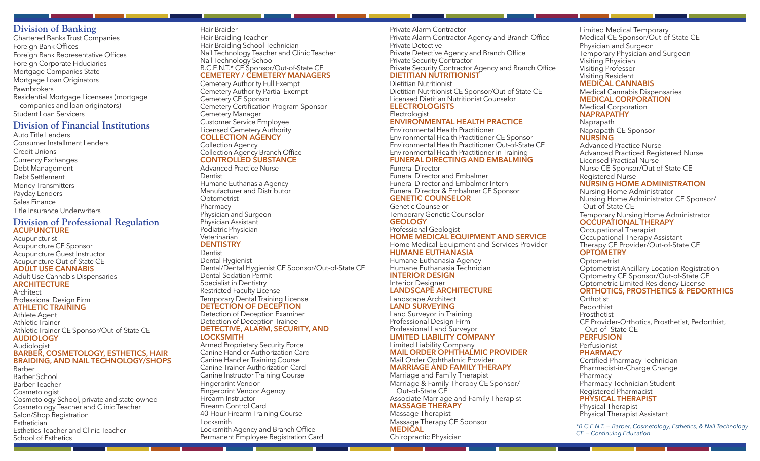## Division of Banking

Chartered Banks Trust Companies
Foreign Bank Offices
Foreign Bank Representative Offices
Foreign Corporate Fiduciaries
Mortgage Companies State
Mortgage Loan Originators
Pawnbrokers
Residential Mortgage Licensees (mortgage companies and loan originators)
Student Loan Servicers

## Division of Financial Institutions

Auto Title Lenders
Consumer Installment Lenders
Credit Unions
Currency Exchanges
Debt Management
Debt Settlement
Money Transmitters
Payday Lenders
Sales Finance
Title Insurance Underwriters

## Division of Professional Regulation

### ACUPUNCTURE

Acupuncturist
Acupuncture CE Sponsor
Acupuncture Guest Instructor
Acupuncture Out-of-State CE

### ADULT USE CANNABIS

Adult Use Cannabis Dispensaries

### ARCHITECTURE

Architect
Professional Design Firm

### ATHLETIC TRAINING

Athlete Agent
Athletic Trainer
Athletic Trainer CE Sponsor/Out-of-State CE

### AUDIOLOGY

Audiologist

### BARBER, COSMETOLOGY, ESTHETICS, HAIR BRAIDING, AND NAIL TECHNOLOGY/SHOPS

Barber
Barber School
Barber Teacher
Cosmetologist
Cosmetology School, private and state-owned
Cosmetology Teacher and Clinic Teacher
Salon/Shop Registration
Esthetician
Esthetics Teacher and Clinic Teacher
School of Esthetics
Hair Braider
Hair Braiding Teacher
Hair Braiding School Technician
Nail Technology Teacher and Clinic Teacher
Nail Technology School
B.C.E.N.T.* CE Sponsor/Out-of-State CE

### CEMETERY / CEMETERY MANAGERS

Cemetery Authority Full Exempt
Cemetery Authority Partial Exempt
Cemetery CE Sponsor
Cemetery Certification Program Sponsor
Cemetery Manager
Customer Service Employee
Licensed Cemetery Authority

### COLLECTION AGENCY

Collection Agency
Collection Agency Branch Office

### CONTROLLED SUBSTANCE

Advanced Practice Nurse
Dentist
Humane Euthanasia Agency
Manufacturer and Distributor
Optometrist
Pharmacy
Physician and Surgeon
Physician Assistant
Podiatric Physician
Veterinarian

### DENTISTRY

Dentist
Dental Hygienist
Dental/Dental Hygienist CE Sponsor/Out-of-State CE
Dental Sedation Permit
Specialist in Dentistry
Restricted Faculty License
Temporary Dental Training License

### DETECTION OF DECEPTION

Detection of Deception Examiner
Detection of Deception Trainee

### DETECTIVE, ALARM, SECURITY, AND LOCKSMITH

Armed Proprietary Security Force
Canine Handler Authorization Card
Canine Handler Training Course
Canine Trainer Authorization Card
Canine Instructor Training Course
Fingerprint Vendor
Fingerprint Vendor Agency
Firearm Instructor
Firearm Control Card
40-Hour Firearm Training Course
Locksmith
Locksmith Agency and Branch Office
Permanent Employee Registration Card
Private Alarm Contractor
Private Alarm Contractor Agency and Branch Office
Private Detective
Private Detective Agency and Branch Office
Private Security Contractor
Private Security Contractor Agency and Branch Office

### DIETITIAN NUTRITIONIST

Dietitian Nutritionist
Dietitian Nutritionist CE Sponsor/Out-of-State CE
Licensed Dietitian Nutritionist Counselor

### ELECTROLOGISTS

Electrologist

### ENVIRONMENTAL HEALTH PRACTICE

Environmental Health Practitioner
Environmental Health Practitioner CE Sponsor
Environmental Health Practitioner Out-of-State CE
Environmental Health Practitioner in Training

### FUNERAL DIRECTING AND EMBALMING

Funeral Director
Funeral Director and Embalmer
Funeral Director and Embalmer Intern
Funeral Director & Embalmer CE Sponsor

### GENETIC COUNSELOR

Genetic Counselor
Temporary Genetic Counselor

### GEOLOGY

Professional Geologist

### HOME MEDICAL EQUIPMENT AND SERVICE

Home Medical Equipment and Services Provider

### HUMANE EUTHANASIA

Humane Euthanasia Agency
Humane Euthanasia Technician

### INTERIOR DESIGN

Interior Designer

### LANDSCAPE ARCHITECTURE

Landscape Architect

### LAND SURVEYING

Land Surveyor in Training
Professional Design Firm
Professional Land Surveyor

### LIMITED LIABILITY COMPANY

Limited Liability Company

### MAIL ORDER OPHTHALMIC PROVIDER

Mail Order Ophthalmic Provider

### MARRIAGE AND FAMILY THERAPY

Marriage and Family Therapist
Marriage & Family Therapy CE Sponsor/Out-of-State CE
Associate Marriage and Family Therapist

### MASSAGE THERAPY

Massage Therapist
Massage Therapy CE Sponsor

### MEDICAL

Chiropractic Physician
Limited Medical Temporary
Medical CE Sponsor/Out-of-State CE
Physician and Surgeon
Temporary Physician and Surgeon
Visiting Physician
Visiting Professor
Visiting Resident

### MEDICAL CANNABIS

Medical Cannabis Dispensaries

### MEDICAL CORPORATION

Medical Corporation

### NAPRAPATHY

Naprapath
Naprapath CE Sponsor

### NURSING

Advanced Practice Nurse
Advanced Practiced Registered Nurse
Licensed Practical Nurse
Nurse CE Sponsor/Out of State CE
Registered Nurse

### NURSING HOME ADMINISTRATION

Nursing Home Administrator
Nursing Home Administrator CE Sponsor/Out-of-State CE
Temporary Nursing Home Administrator

### OCCUPATIONAL THERAPY

Occupational Therapist
Occupational Therapy Assistant
Therapy CE Provider/Out-of-State CE

### OPTOMETRY

Optometrist
Optometrist Ancillary Location Registration
Optometry CE Sponsor/Out-of-State CE
Optometric Limited Residency License

### ORTHOTICS, PROSTHETICS & PEDORTHICS

Orthotist
Pedorthist
Prosthetist
CE Provider-Orthotics, Prosthetist, Pedorthist, Out-of- State CE

### PERFUSION

Perfusionist

### PHARMACY

Certified Pharmacy Technician
Pharmacist-in-Charge Change
Pharmacy
Pharmacy Technician Student
Registered Pharmacist

### PHYSICAL THERAPIST

Physical Therapist
Physical Therapist Assistant

*\*B.C.E.N.T. = Barber, Cosmetology, Esthetics, & Nail Technology*
*CE = Continuing Education*